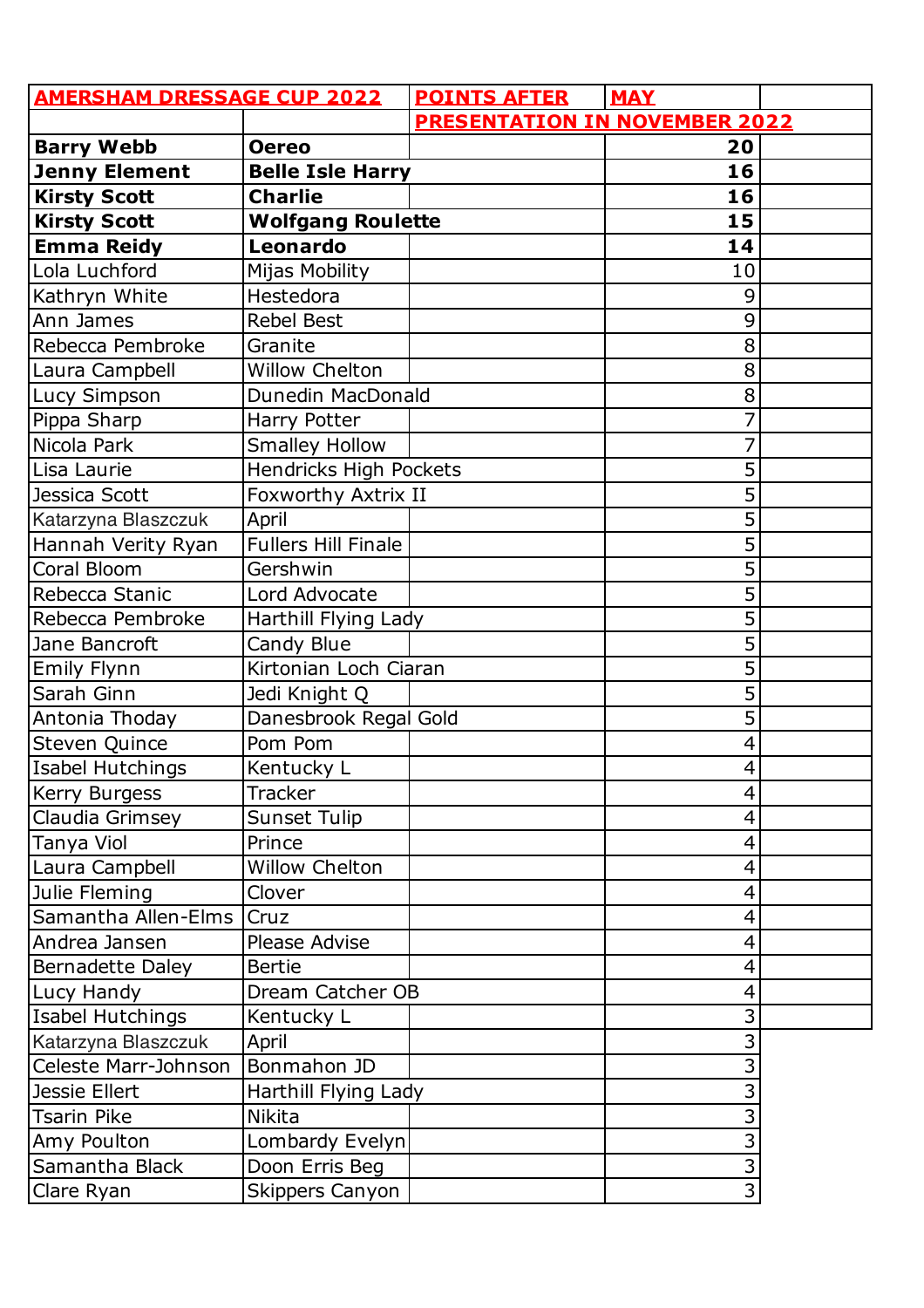| AMERSHAM DRESSAGE CUP 2022 | | POINTS AFTER | MAY | |
|---|---|---|---|---|
| | | PRESENTATION IN NOVEMBER 2022 | | |
| **Barry Webb** | **Oereo** | | **20** | |
| **Jenny Element** | **Belle Isle Harry** | | **16** | |
| **Kirsty Scott** | **Charlie** | | **16** | |
| **Kirsty Scott** | **Wolfgang Roulette** | | **15** | |
| **Emma Reidy** | **Leonardo** | | **14** | |
| Lola Luchford | Mijas Mobility | | 10 | |
| Kathryn White | Hestedora | | 9 | |
| Ann James | Rebel Best | | 9 | |
| Rebecca Pembroke | Granite | | 8 | |
| Laura Campbell | Willow Chelton | | 8 | |
| Lucy Simpson | Dunedin MacDonald | | 8 | |
| Pippa Sharp | Harry Potter | | 7 | |
| Nicola Park | Smalley Hollow | | 7 | |
| Lisa Laurie | Hendricks High Pockets | | 5 | |
| Jessica Scott | Foxworthy Axtrix II | | 5 | |
| Katarzyna Blaszczuk | April | | 5 | |
| Hannah Verity Ryan | Fullers Hill Finale | | 5 | |
| Coral Bloom | Gershwin | | 5 | |
| Rebecca Stanic | Lord Advocate | | 5 | |
| Rebecca Pembroke | Harthill Flying Lady | | 5 | |
| Jane Bancroft | Candy Blue | | 5 | |
| Emily Flynn | Kirtonian Loch Ciaran | | 5 | |
| Sarah Ginn | Jedi Knight Q | | 5 | |
| Antonia Thoday | Danesbrook Regal Gold | | 5 | |
| Steven Quince | Pom Pom | | 4 | |
| Isabel Hutchings | Kentucky L | | 4 | |
| Kerry Burgess | Tracker | | 4 | |
| Claudia Grimsey | Sunset Tulip | | 4 | |
| Tanya Viol | Prince | | 4 | |
| Laura Campbell | Willow Chelton | | 4 | |
| Julie Fleming | Clover | | 4 | |
| Samantha Allen-Elms | Cruz | | 4 | |
| Andrea Jansen | Please Advise | | 4 | |
| Bernadette Daley | Bertie | | 4 | |
| Lucy Handy | Dream Catcher OB | | 4 | |
| Isabel Hutchings | Kentucky L | | 3 | |
| Katarzyna Blaszczuk | April | | 3 | |
| Celeste Marr-Johnson | Bonmahon JD | | 3 | |
| Jessie Ellert | Harthill Flying Lady | | 3 | |
| Tsarin Pike | Nikita | | 3 | |
| Amy Poulton | Lombardy Evelyn | | 3 | |
| Samantha Black | Doon Erris Beg | | 3 | |
| Clare Ryan | Skippers Canyon | | 3 | |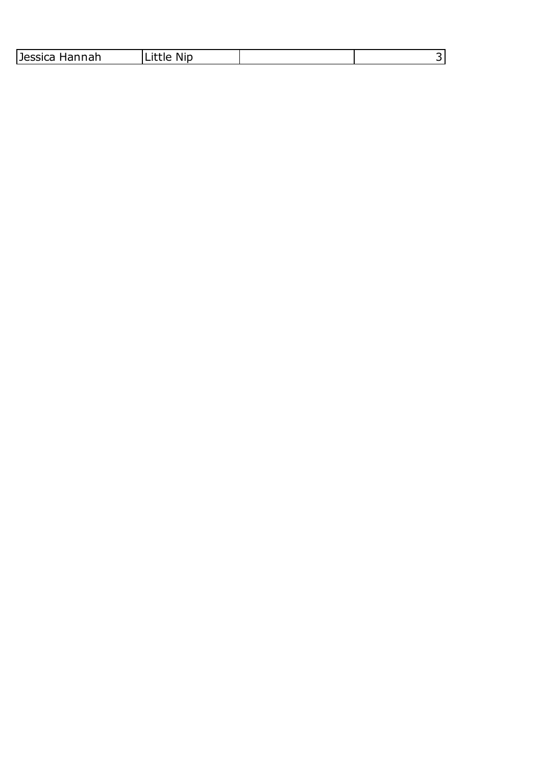| | | | |
|---|---|---|---|
| Jessica Hannah | Little Nip | | 3 |